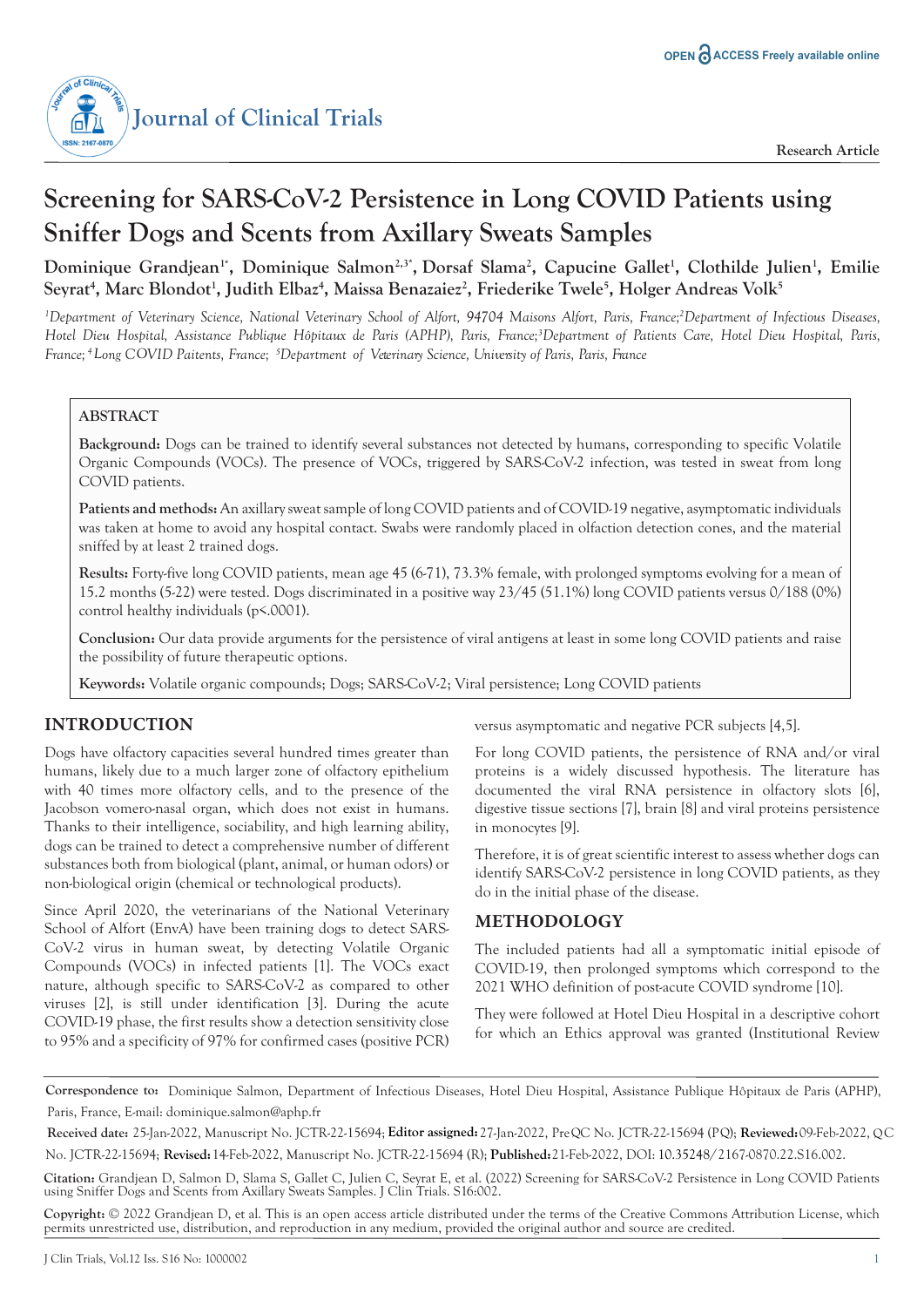Research Article

# Screening for SARS-CoV-2 Persistence in Long COVID Patients using Sniffer Dogs and Scents from Axillary Sweats Samples

**Dominique Grandjean[1*], Dominique Salmon[2,3*], Dorsaf Slama[2], Capucine Gallet[1], Clothilde Julien[1], Emilie Seyrat[4], Marc Blondot[1], Judith Elbaz[4], Maissa Benazaiez[2], Friederike Twele[5], Holger Andreas Volk[5]**

*[1]Department of Veterinary Science, National Veterinary School of Alfort, 94704 Maisons Alfort, Paris, France;[2]Department of Infectious Diseases, Hotel Dieu Hospital, Assistance Publique Hôpitaux de Paris (APHP), Paris, France;[3]Department of Patients Care, Hotel Dieu Hospital, Paris, France; [4]Long COVID Paitents, France; [5]Department of Veterinary Science, University of Paris, Paris, France*

## ABSTRACT

**Background:** Dogs can be trained to identify several substances not detected by humans, corresponding to specific Volatile Organic Compounds (VOCs). The presence of VOCs, triggered by SARS-CoV-2 infection, was tested in sweat from long COVID patients.

**Patients and methods:** An axillary sweat sample of long COVID patients and of COVID-19 negative, asymptomatic individuals was taken at home to avoid any hospital contact. Swabs were randomly placed in olfaction detection cones, and the material sniffed by at least 2 trained dogs.

**Results:** Forty-five long COVID patients, mean age 45 (6-71), 73.3% female, with prolonged symptoms evolving for a mean of 15.2 months (5-22) were tested. Dogs discriminated in a positive way 23/45 (51.1%) long COVID patients versus 0/188 (0%) control healthy individuals (p<.0001).

**Conclusion:** Our data provide arguments for the persistence of viral antigens at least in some long COVID patients and raise the possibility of future therapeutic options.

**Keywords:** Volatile organic compounds; Dogs; SARS-CoV-2; Viral persistence; Long COVID patients

## INTRODUCTION

Dogs have olfactory capacities several hundred times greater than humans, likely due to a much larger zone of olfactory epithelium with 40 times more olfactory cells, and to the presence of the Jacobson vomero-nasal organ, which does not exist in humans. Thanks to their intelligence, sociability, and high learning ability, dogs can be trained to detect a comprehensive number of different substances both from biological (plant, animal, or human odors) or non-biological origin (chemical or technological products).

Since April 2020, the veterinarians of the National Veterinary School of Alfort (EnvA) have been training dogs to detect SARS-CoV-2 virus in human sweat, by detecting Volatile Organic Compounds (VOCs) in infected patients [1]. The VOCs exact nature, although specific to SARS-CoV-2 as compared to other viruses [2], is still under identification [3]. During the acute COVID-19 phase, the first results show a detection sensitivity close to 95% and a specificity of 97% for confirmed cases (positive PCR) versus asymptomatic and negative PCR subjects [4,5].

For long COVID patients, the persistence of RNA and/or viral proteins is a widely discussed hypothesis. The literature has documented the viral RNA persistence in olfactory slots [6], digestive tissue sections [7], brain [8] and viral proteins persistence in monocytes [9].

Therefore, it is of great scientific interest to assess whether dogs can identify SARS-CoV-2 persistence in long COVID patients, as they do in the initial phase of the disease.

## METHODOLOGY

The included patients had all a symptomatic initial episode of COVID-19, then prolonged symptoms which correspond to the 2021 WHO definition of post-acute COVID syndrome [10].

They were followed at Hotel Dieu Hospital in a descriptive cohort for which an Ethics approval was granted (Institutional Review

**Correspondence to:** Dominique Salmon, Department of Infectious Diseases, Hotel Dieu Hospital, Assistance Publique Hôpitaux de Paris (APHP), Paris, France, E-mail: dominique.salmon@aphp.fr

**Received date:** 25-Jan-2022, Manuscript No. JCTR-22-15694; **Editor assigned:** 27-Jan-2022, PreQC No. JCTR-22-15694 (PQ); **Reviewed:** 09-Feb-2022, QC No. JCTR-22-15694; **Revised:** 14-Feb-2022, Manuscript No. JCTR-22-15694 (R); **Published:** 21-Feb-2022, DOI: 10.35248/2167-0870.22.S16.002.

**Citation:** Grandjean D, Salmon D, Slama S, Gallet C, Julien C, Seyrat E, et al. (2022) Screening for SARS-CoV-2 Persistence in Long COVID Patients using Sniffer Dogs and Scents from Axillary Sweats Samples. J Clin Trials. S16:002.

**Copyright:** © 2022 Grandjean D, et al. This is an open access article distributed under the terms of the Creative Commons Attribution License, which permits unrestricted use, distribution, and reproduction in any medium, provided the original author and source are credited.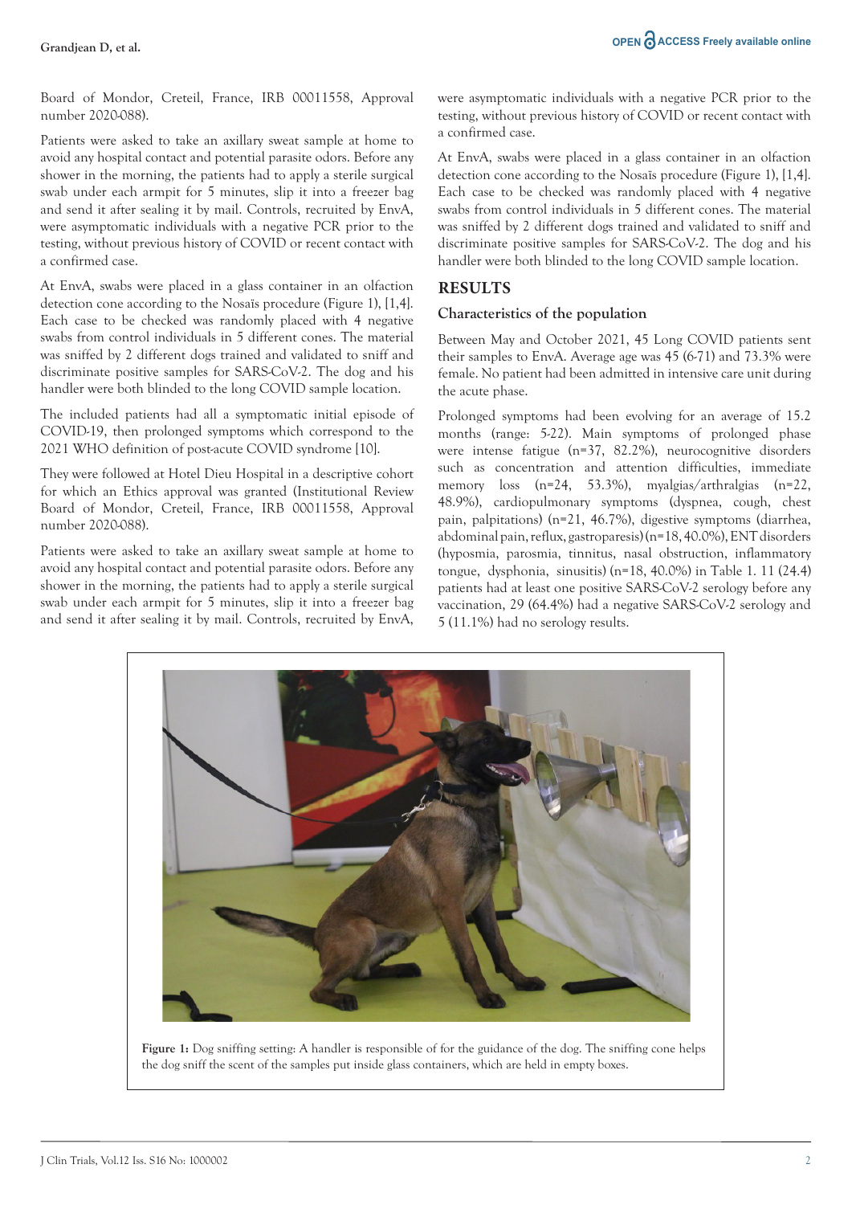Board of Mondor, Creteil, France, IRB 00011558, Approval number 2020-088).

Patients were asked to take an axillary sweat sample at home to avoid any hospital contact and potential parasite odors. Before any shower in the morning, the patients had to apply a sterile surgical swab under each armpit for 5 minutes, slip it into a freezer bag and send it after sealing it by mail. Controls, recruited by EnvA, were asymptomatic individuals with a negative PCR prior to the testing, without previous history of COVID or recent contact with a confirmed case.

At EnvA, swabs were placed in a glass container in an olfaction detection cone according to the Nosaïs procedure (Figure 1), [1,4]. Each case to be checked was randomly placed with 4 negative swabs from control individuals in 5 different cones. The material was sniffed by 2 different dogs trained and validated to sniff and discriminate positive samples for SARS-CoV-2. The dog and his handler were both blinded to the long COVID sample location.

The included patients had all a symptomatic initial episode of COVID-19, then prolonged symptoms which correspond to the 2021 WHO definition of post-acute COVID syndrome [10].

They were followed at Hotel Dieu Hospital in a descriptive cohort for which an Ethics approval was granted (Institutional Review Board of Mondor, Creteil, France, IRB 00011558, Approval number 2020-088).

Patients were asked to take an axillary sweat sample at home to avoid any hospital contact and potential parasite odors. Before any shower in the morning, the patients had to apply a sterile surgical swab under each armpit for 5 minutes, slip it into a freezer bag and send it after sealing it by mail. Controls, recruited by EnvA, were asymptomatic individuals with a negative PCR prior to the testing, without previous history of COVID or recent contact with a confirmed case.

At EnvA, swabs were placed in a glass container in an olfaction detection cone according to the Nosaïs procedure (Figure 1), [1,4]. Each case to be checked was randomly placed with 4 negative swabs from control individuals in 5 different cones. The material was sniffed by 2 different dogs trained and validated to sniff and discriminate positive samples for SARS-CoV-2. The dog and his handler were both blinded to the long COVID sample location.

## RESULTS

### Characteristics of the population

Between May and October 2021, 45 Long COVID patients sent their samples to EnvA. Average age was 45 (6-71) and 73.3% were female. No patient had been admitted in intensive care unit during the acute phase.

Prolonged symptoms had been evolving for an average of 15.2 months (range: 5-22). Main symptoms of prolonged phase were intense fatigue (n=37, 82.2%), neurocognitive disorders such as concentration and attention difficulties, immediate memory loss (n=24, 53.3%), myalgias/arthralgias (n=22, 48.9%), cardiopulmonary symptoms (dyspnea, cough, chest pain, palpitations) (n=21, 46.7%), digestive symptoms (diarrhea, abdominal pain, reflux, gastroparesis) (n=18, 40.0%), ENT disorders (hyposmia, parosmia, tinnitus, nasal obstruction, inflammatory tongue, dysphonia, sinusitis) (n=18, 40.0%) in Table 1. 11 (24.4) patients had at least one positive SARS-CoV-2 serology before any vaccination, 29 (64.4%) had a negative SARS-CoV-2 serology and 5 (11.1%) had no serology results.

**Figure 1:** Dog sniffing setting: A handler is responsible of for the guidance of the dog. The sniffing cone helps the dog sniff the scent of the samples put inside glass containers, which are held in empty boxes.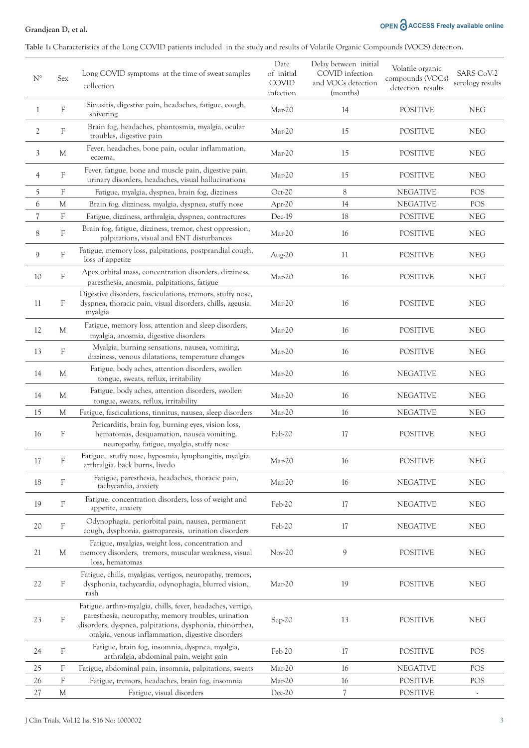**Table 1:** Characteristics of the Long COVID patients included in the study and results of Volatile Organic Compounds (VOCS) detection.

| N° | Sex | Long COVID symptoms at the time of sweat samples collection | Date of initial COVID infection | Delay between initial COVID infection and VOCs detection (months) | Volatile organic compounds (VOCs) detection results | SARS CoV-2 serology results |
|---|---|---|---|---|---|---|
| 1 | F | Sinusitis, digestive pain, headaches, fatigue, cough, shivering | Mar-20 | 14 | POSITIVE | NEG |
| 2 | F | Brain fog, headaches, phantosmia, myalgia, ocular troubles, digestive pain | Mar-20 | 15 | POSITIVE | NEG |
| 3 | M | Fever, headaches, bone pain, ocular inflammation, eczema, | Mar-20 | 15 | POSITIVE | NEG |
| 4 | F | Fever, fatigue, bone and muscle pain, digestive pain, urinary disorders, headaches, visual hallucinations | Mar-20 | 15 | POSITIVE | NEG |
| 5 | F | Fatigue, myalgia, dyspnea, brain fog, dizziness | Oct-20 | 8 | NEGATIVE | POS |
| 6 | M | Brain fog, dizziness, myalgia, dyspnea, stuffy nose | Apr-20 | 14 | NEGATIVE | POS |
| 7 | F | Fatigue, dizziness, arthralgia, dyspnea, contractures | Dec-19 | 18 | POSITIVE | NEG |
| 8 | F | Brain fog, fatigue, dizziness, tremor, chest oppression, palpitations, visual and ENT disturbances | Mar-20 | 16 | POSITIVE | NEG |
| 9 | F | Fatigue, memory loss, palpitations, postprandial cough, loss of appetite | Aug-20 | 11 | POSITIVE | NEG |
| 10 | F | Apex orbital mass, concentration disorders, dizziness, paresthesia, anosmia, palpitations, fatigue | Mar-20 | 16 | POSITIVE | NEG |
| 11 | F | Digestive disorders, fasciculations, tremors, stuffy nose, dyspnea, thoracic pain, visual disorders, chills, ageusia, myalgia | Mar-20 | 16 | POSITIVE | NEG |
| 12 | M | Fatigue, memory loss, attention and sleep disorders, myalgia, anosmia, digestive disorders | Mar-20 | 16 | POSITIVE | NEG |
| 13 | F | Myalgia, burning sensations, nausea, vomiting, dizziness, venous dilatations, temperature changes | Mar-20 | 16 | POSITIVE | NEG |
| 14 | M | Fatigue, body aches, attention disorders, swollen tongue, sweats, reflux, irritability | Mar-20 | 16 | NEGATIVE | NEG |
| 14 | M | Fatigue, body aches, attention disorders, swollen tongue, sweats, reflux, irritability | Mar-20 | 16 | NEGATIVE | NEG |
| 15 | M | Fatigue, fasciculations, tinnitus, nausea, sleep disorders | Mar-20 | 16 | NEGATIVE | NEG |
| 16 | F | Pericarditis, brain fog, burning eyes, vision loss, hematomas, desquamation, nausea vomiting, neuropathy, fatigue, myalgia, stuffy nose | Feb-20 | 17 | POSITIVE | NEG |
| 17 | F | Fatigue, stuffy nose, hyposmia, lymphangitis, myalgia, arthralgia, back burns, livedo | Mar-20 | 16 | POSITIVE | NEG |
| 18 | F | Fatigue, paresthesia, headaches, thoracic pain, tachycardia, anxiety | Mar-20 | 16 | NEGATIVE | NEG |
| 19 | F | Fatigue, concentration disorders, loss of weight and appetite, anxiety | Feb-20 | 17 | NEGATIVE | NEG |
| 20 | F | Odynophagia, periorbital pain, nausea, permanent cough, dysphonia, gastroparesis, urination disorders | Feb-20 | 17 | NEGATIVE | NEG |
| 21 | M | Fatigue, myalgias, weight loss, concentration and memory disorders, tremors, muscular weakness, visual loss, hematomas | Nov-20 | 9 | POSITIVE | NEG |
| 22 | F | Fatigue, chills, myalgias, vertigos, neuropathy, tremors, dysphonia, tachycardia, odynophagia, blurred vision, rash | Mar-20 | 19 | POSITIVE | NEG |
| 23 | F | Fatigue, arthro-myalgia, chills, fever, headaches, vertigo, paresthesia, neuropathy, memory troubles, urination disorders, dyspnea, palpitations, dysphonia, rhinorrhea, otalgia, venous inflammation, digestive disorders | Sep-20 | 13 | POSITIVE | NEG |
| 24 | F | Fatigue, brain fog, insomnia, dyspnea, myalgia, arthralgia, abdominal pain, weight gain | Feb-20 | 17 | POSITIVE | POS |
| 25 | F | Fatigue, abdominal pain, insomnia, palpitations, sweats | Mar-20 | 16 | NEGATIVE | POS |
| 26 | F | Fatigue, tremors, headaches, brain fog, insomnia | Mar-20 | 16 | POSITIVE | POS |
| 27 | M | Fatigue, visual disorders | Dec-20 | 7 | POSITIVE | - |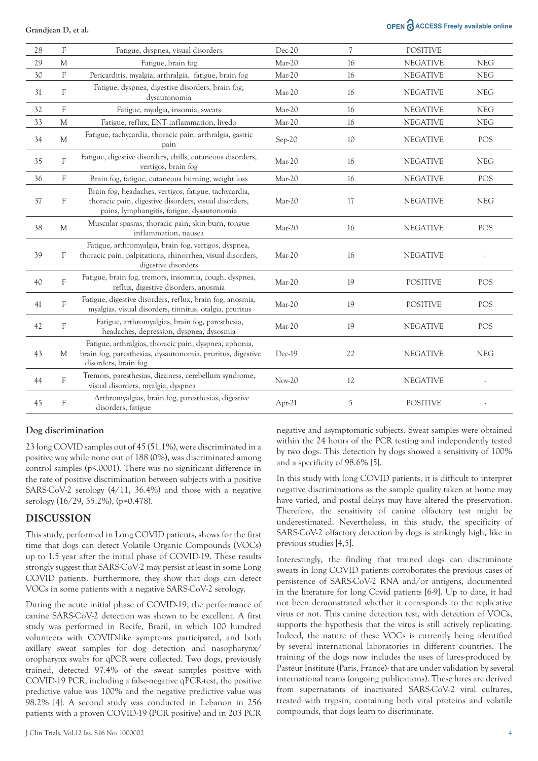| 28 | F | Fatigue, dyspnea, visual disorders | Dec-20 | 7 | POSITIVE | - |
|---|---|---|---|---|---|---|
| 29 | M | Fatigue, brain fog | Mar-20 | 16 | NEGATIVE | NEG |
| 30 | F | Pericarditis, myalgia, arthralgia, fatigue, brain fog | Mar-20 | 16 | NEGATIVE | NEG |
| 31 | F | Fatigue, dyspnea, digestive disorders, brain fog, dysautonomia | Mar-20 | 16 | NEGATIVE | NEG |
| 32 | F | Fatigue, myalgia, insomia, sweats | Mar-20 | 16 | NEGATIVE | NEG |
| 33 | M | Fatigue, reflux, ENT inflammation, livedo | Mar-20 | 16 | NEGATIVE | NEG |
| 34 | M | Fatigue, tachycardia, thoracic pain, arthralgia, gastric pain | Sep-20 | 10 | NEGATIVE | POS |
| 35 | F | Fatigue, digestive disorders, chills, cutaneous disorders, vertigos, brain fog | Mar-20 | 16 | NEGATIVE | NEG |
| 36 | F | Brain fog, fatigue, cutaneous burning, weight loss | Mar-20 | 16 | NEGATIVE | POS |
| 37 | F | Brain fog, headaches, vertigos, fatigue, tachycardia, thoracic pain, digestive disorders, visual disorders, pains, lymphangitis, fatigue, dysautonomia | Mar-20 | 17 | NEGATIVE | NEG |
| 38 | M | Muscular spasms, thoracic pain, skin burn, tongue inflammation, nausea | Mar-20 | 16 | NEGATIVE | POS |
| 39 | F | Fatigue, arthromyalgia, brain fog, vertigos, dyspnea, thoracic pain, palpitations, rhinorrhea, visual disorders, digestive disorders | Mar-20 | 16 | NEGATIVE | - |
| 40 | F | Fatigue, brain fog, tremors, insomnia, cough, dyspnea, reflux, digestive disorders, anosmia | Mar-20 | 19 | POSITIVE | POS |
| 41 | F | Fatigue, digestive disorders, reflux, brain fog, anosmia, myalgias, visual disorders, tinnitus, otalgia, pruritus | Mar-20 | 19 | POSITIVE | POS |
| 42 | F | Fatigue, arthromyalgias, brain fog, paresthesia, headaches, depression, dyspnea, dysosmia | Mar-20 | 19 | NEGATIVE | POS |
| 43 | M | Fatigue, arthralgias, thoracic pain, dyspnea, aphonia, brain fog, paresthesias, dysautonomia, pruritus, digestive disorders, brain fog | Dec-19 | 22 | NEGATIVE | NEG |
| 44 | F | Tremors, paresthesias, dizziness, cerebellum syndrome, visual disorders, myalgia, dyspnea | Nov-20 | 12 | NEGATIVE | - |
| 45 | F | Arthromyalgias, brain fog, paresthesias, digestive disorders, fatigue | Apr-21 | 5 | POSITIVE | - |

### Dog discrimination

23 long COVID samples out of 45 (51.1%), were discriminated in a positive way while none out of 188 (0%), was discriminated among control samples ($p<.0001$). There was no significant difference in the rate of positive discrimination between subjects with a positive SARS-CoV-2 serology (4/11, 36.4%) and those with a negative serology (16/29, 55.2%), ($p=0.478$).

## DISCUSSION

This study, performed in Long COVID patients, shows for the first time that dogs can detect Volatile Organic Compounds (VOCs) up to 1.5 year after the initial phase of COVID-19. These results strongly suggest that SARS-CoV-2 may persist at least in some Long COVID patients. Furthermore, they show that dogs can detect VOCs in some patients with a negative SARS-CoV-2 serology.

During the acute initial phase of COVID-19, the performance of canine SARS-CoV-2 detection was shown to be excellent. A first study was performed in Recife, Brazil, in which 100 hundred volunteers with COVID-like symptoms participated, and both axillary sweat samples for dog detection and nasopharynx/oropharynx swabs for qPCR were collected. Two dogs, previously trained, detected 97.4% of the sweat samples positive with COVID-19 PCR, including a false-negative qPCR-test, the positive predictive value was 100% and the negative predictive value was 98.2% [4]. A second study was conducted in Lebanon in 256 patients with a proven COVID-19 (PCR positive) and in 203 PCR negative and asymptomatic subjects. Sweat samples were obtained within the 24 hours of the PCR testing and independently tested by two dogs. This detection by dogs showed a sensitivity of 100% and a specificity of 98.6% [5].

In this study with long COVID patients, it is difficult to interpret negative discriminations as the sample quality taken at home may have varied, and postal delays may have altered the preservation. Therefore, the sensitivity of canine olfactory test might be underestimated. Nevertheless, in this study, the specificity of SARS-CoV-2 olfactory detection by dogs is strikingly high, like in previous studies [4,5].

Interestingly, the finding that trained dogs can discriminate sweats in long COVID patients corroborates the previous cases of persistence of SARS-CoV-2 RNA and/or antigens, documented in the literature for long Covid patients [6-9]. Up to date, it had not been demonstrated whether it corresponds to the replicative virus or not. This canine detection test, with detection of VOCs, supports the hypothesis that the virus is still actively replicating. Indeed, the nature of these VOCs is currently being identified by several international laboratories in different countries. The training of the dogs now includes the uses of lures-produced by Pasteur Institute (Paris, France)- that are under validation by several international teams (ongoing publications). These lures are derived from supernatants of inactivated SARS-CoV-2 viral cultures, treated with trypsin, containing both viral proteins and volatile compounds, that dogs learn to discriminate.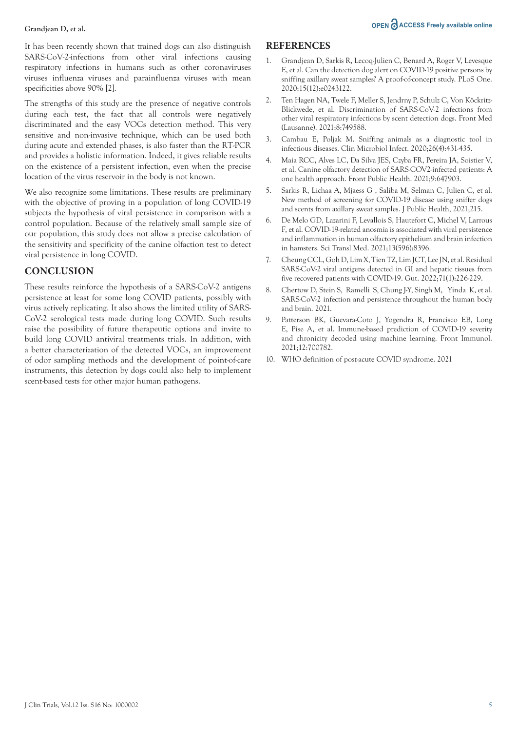It has been recently shown that trained dogs can also distinguish SARS-CoV-2-infections from other viral infections causing respiratory infections in humans such as other coronaviruses viruses influenza viruses and parainfluenza viruses with mean specificities above 90% [2].

The strengths of this study are the presence of negative controls during each test, the fact that all controls were negatively discriminated and the easy VOCs detection method. This very sensitive and non-invasive technique, which can be used both during acute and extended phases, is also faster than the RT-PCR and provides a holistic information. Indeed, it gives reliable results on the existence of a persistent infection, even when the precise location of the virus reservoir in the body is not known.

We also recognize some limitations. These results are preliminary with the objective of proving in a population of long COVID-19 subjects the hypothesis of viral persistence in comparison with a control population. Because of the relatively small sample size of our population, this study does not allow a precise calculation of the sensitivity and specificity of the canine olfaction test to detect viral persistence in long COVID.

## CONCLUSION

These results reinforce the hypothesis of a SARS-CoV-2 antigens persistence at least for some long COVID patients, possibly with virus actively replicating. It also shows the limited utility of SARS-CoV-2 serological tests made during long COVID. Such results raise the possibility of future therapeutic options and invite to build long COVID antiviral treatments trials. In addition, with a better characterization of the detected VOCs, an improvement of odor sampling methods and the development of point-of-care instruments, this detection by dogs could also help to implement scent-based tests for other major human pathogens.

## REFERENCES

1. Grandjean D, Sarkis R, Lecoq-Julien C, Benard A, Roger V, Levesque E, et al. Can the detection dog alert on COVID-19 positive persons by sniffing axillary sweat samples? A proof-of-concept study. PLoS One. 2020;15(12):e0243122.
2. Ten Hagen NA, Twele F, Meller S, Jendrny P, Schulz C, Von Köckritz-Blickwede, et al. Discrimination of SARS-CoV-2 infections from other viral respiratory infections by scent detection dogs. Front Med (Lausanne). 2021;8:749588.
3. Cambau E, Poljak M. Sniffing animals as a diagnostic tool in infectious diseases. Clin Microbiol Infect. 2020;26(4):431-435.
4. Maia RCC, Alves LC, Da Silva JES, Czyba FR, Pereira JA, Soistier V, et al. Canine olfactory detection of SARS-COV2-infected patients: A one health approach. Front Public Health. 2021;9:647903.
5. Sarkis R, Lichaa A, Mjaess G , Saliba M, Selman C, Julien C, et al. New method of screening for COVID-19 disease using sniffer dogs and scents from axillary sweat samples. J Public Health, 2021;215.
6. De Melo GD, Lazarini F, Levallois S, Hautefort C, Michel V, Larrous F, et al. COVID-19-related anosmia is associated with viral persistence and inflammation in human olfactory epithelium and brain infection in hamsters. Sci Transl Med. 2021;13(596):8396.
7. Cheung CCL, Goh D, Lim X, Tien TZ, Lim JCT, Lee JN, et al. Residual SARS-CoV-2 viral antigens detected in GI and hepatic tissues from five recovered patients with COVID-19. Gut. 2022;71(1):226-229.
8. Chertow D, Stein S, Ramelli S, Chung J-Y, Singh M, Yinda K, et al. SARS-CoV-2 infection and persistence throughout the human body and brain. 2021.
9. Patterson BK, Guevara-Coto J, Yogendra R, Francisco EB, Long E, Pise A, et al. Immune-based prediction of COVID-19 severity and chronicity decoded using machine learning. Front Immunol. 2021;12:700782.
10. WHO definition of post-acute COVID syndrome. 2021